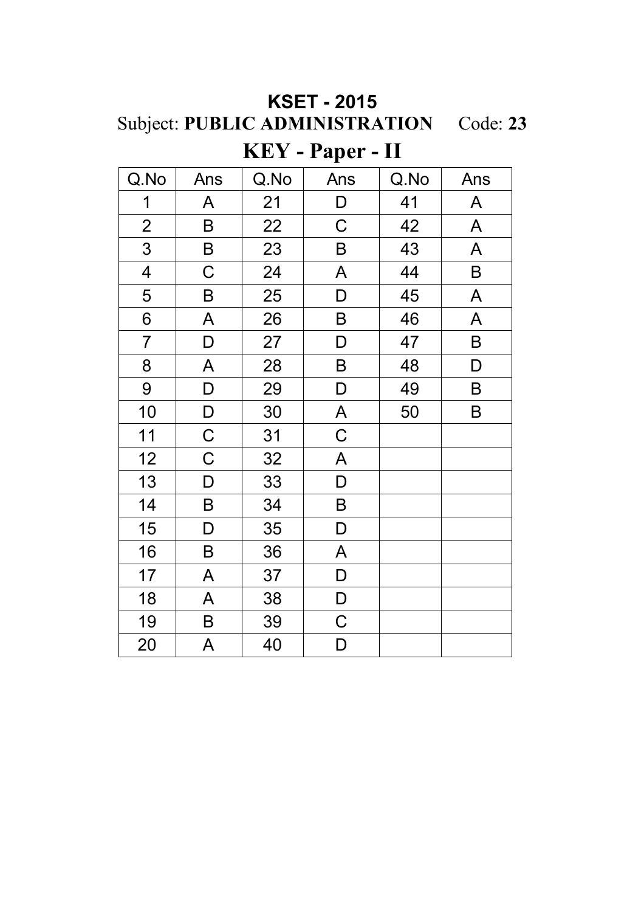# KSET - 2015

Subject: **PUBLIC ADMINISTRATION** Code: **23**

## KEY - Paper - II

| Q.No | Ans | Q.No | Ans | Q.No | Ans |
|---|---|---|---|---|---|
| 1 | A | 21 | D | 41 | A |
| 2 | B | 22 | C | 42 | A |
| 3 | B | 23 | B | 43 | A |
| 4 | C | 24 | A | 44 | B |
| 5 | B | 25 | D | 45 | A |
| 6 | A | 26 | B | 46 | A |
| 7 | D | 27 | D | 47 | B |
| 8 | A | 28 | B | 48 | D |
| 9 | D | 29 | D | 49 | B |
| 10 | D | 30 | A | 50 | B |
| 11 | C | 31 | C | | |
| 12 | C | 32 | A | | |
| 13 | D | 33 | D | | |
| 14 | B | 34 | B | | |
| 15 | D | 35 | D | | |
| 16 | B | 36 | A | | |
| 17 | A | 37 | D | | |
| 18 | A | 38 | D | | |
| 19 | B | 39 | C | | |
| 20 | A | 40 | D | | |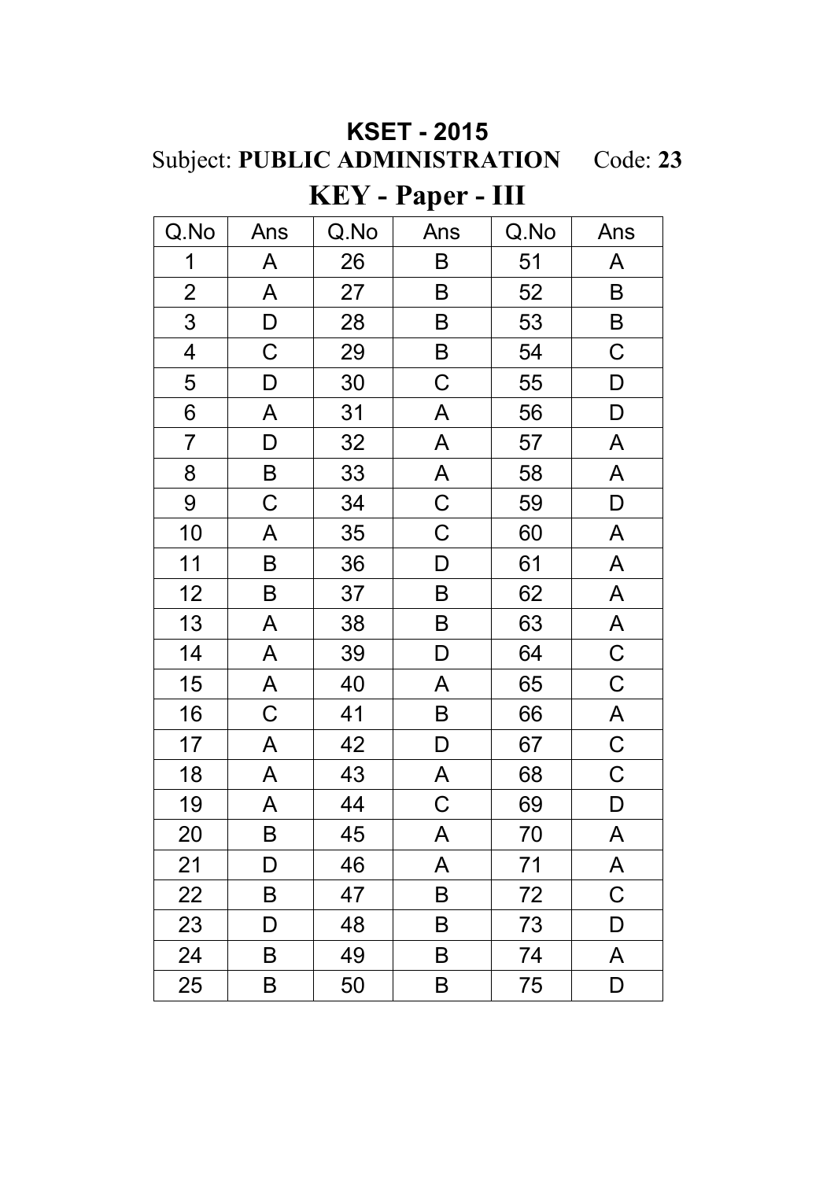# KSET - 2015

Subject: **PUBLIC ADMINISTRATION** Code: **23**

## KEY - Paper - III

| Q.No | Ans | Q.No | Ans | Q.No | Ans |
|---|---|---|---|---|---|
| 1 | A | 26 | B | 51 | A |
| 2 | A | 27 | B | 52 | B |
| 3 | D | 28 | B | 53 | B |
| 4 | C | 29 | B | 54 | C |
| 5 | D | 30 | C | 55 | D |
| 6 | A | 31 | A | 56 | D |
| 7 | D | 32 | A | 57 | A |
| 8 | B | 33 | A | 58 | A |
| 9 | C | 34 | C | 59 | D |
| 10 | A | 35 | C | 60 | A |
| 11 | B | 36 | D | 61 | A |
| 12 | B | 37 | B | 62 | A |
| 13 | A | 38 | B | 63 | A |
| 14 | A | 39 | D | 64 | C |
| 15 | A | 40 | A | 65 | C |
| 16 | C | 41 | B | 66 | A |
| 17 | A | 42 | D | 67 | C |
| 18 | A | 43 | A | 68 | C |
| 19 | A | 44 | C | 69 | D |
| 20 | B | 45 | A | 70 | A |
| 21 | D | 46 | A | 71 | A |
| 22 | B | 47 | B | 72 | C |
| 23 | D | 48 | B | 73 | D |
| 24 | B | 49 | B | 74 | A |
| 25 | B | 50 | B | 75 | D |